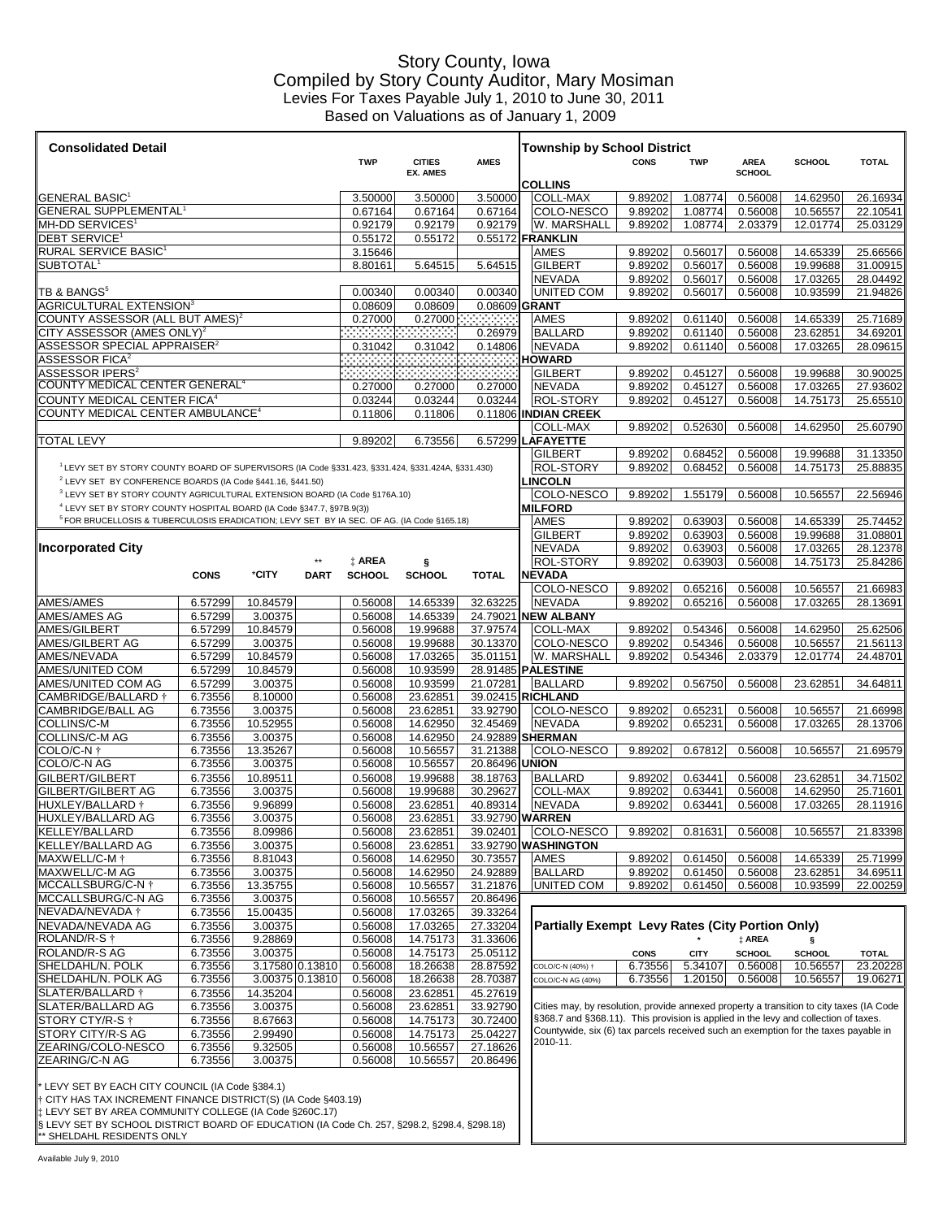# Story County, Iowa

## Compiled by Story County Auditor, Mary Mosiman

### Levies For Taxes Payable July 1, 2010 to June 30, 2011

### Based on Valuations as of January 1, 2009

## Consolidated Detail

| | TWP | CITIES EX. AMES | AMES |
|---|---|---|---|
| GENERAL BASIC[1] | 3.50000 | 3.50000 | 3.50000 |
| GENERAL SUPPLEMENTAL[1] | 0.67164 | 0.67164 | 0.67164 |
| MH-DD SERVICES[1] | 0.92179 | 0.92179 | 0.92179 |
| DEBT SERVICE[1] | 0.55172 | 0.55172 | 0.55172 |
| RURAL SERVICE BASIC[1] | 3.15646 | | |
| SUBTOTAL[1] | 8.80161 | 5.64515 | 5.64515 |
| TB & BANGS[5] | 0.00340 | 0.00340 | 0.00340 |
| AGRICULTURAL EXTENSION[3] | 0.08609 | 0.08609 | 0.08609 |
| COUNTY ASSESSOR (ALL BUT AMES)[2] | 0.27000 | 0.27000 | |
| CITY ASSESSOR (AMES ONLY)[2] | | | 0.26979 |
| ASSESSOR SPECIAL APPRAISER[2] | 0.31042 | 0.31042 | 0.14806 |
| ASSESSOR FICA[2] | | | |
| ASSESSOR IPERS[2] | | | |
| COUNTY MEDICAL CENTER GENERAL[4] | 0.27000 | 0.27000 | 0.27000 |
| COUNTY MEDICAL CENTER FICA[4] | 0.03244 | 0.03244 | 0.03244 |
| COUNTY MEDICAL CENTER AMBULANCE[4] | 0.11806 | 0.11806 | 0.11806 |
| TOTAL LEVY | 9.89202 | 6.73556 | 6.57299 |

[1] LEVY SET BY STORY COUNTY BOARD OF SUPERVISORS (IA Code §331.423, §331.424, §331.424A, §331.430)
[2] LEVY SET BY CONFERENCE BOARDS (IA Code §441.16, §441.50)
[3] LEVY SET BY STORY COUNTY AGRICULTURAL EXTENSION BOARD (IA Code §176A.10)
[4] LEVY SET BY STORY COUNTY HOSPITAL BOARD (IA Code §347.7, §97B.9(3))
[5] FOR BRUCELLOSIS & TUBERCULOSIS ERADICATION; LEVY SET BY IA SEC. OF AG. (IA Code §165.18)

## Incorporated City

| | CONS | *CITY | ** DART | ‡ AREA SCHOOL | § SCHOOL | TOTAL |
|---|---|---|---|---|---|---|
| AMES/AMES | 6.57299 | 10.84579 | | 0.56008 | 14.65339 | 32.63225 |
| AMES/AMES AG | 6.57299 | 3.00375 | | 0.56008 | 14.65339 | 24.79021 |
| AMES/GILBERT | 6.57299 | 10.84579 | | 0.56008 | 19.99688 | 37.97574 |
| AMES/GILBERT AG | 6.57299 | 3.00375 | | 0.56008 | 19.99688 | 30.13370 |
| AMES/NEVADA | 6.57299 | 10.84579 | | 0.56008 | 17.03265 | 35.01151 |
| AMES/UNITED COM | 6.57299 | 10.84579 | | 0.56008 | 10.93599 | 28.91485 |
| AMES/UNITED COM AG | 6.57299 | 3.00375 | | 0.56008 | 10.93599 | 21.07281 |
| CAMBRIDGE/BALLARD † | 6.73556 | 8.10000 | | 0.56008 | 23.62851 | 39.02415 |
| CAMBRIDGE/BALL AG | 6.73556 | 3.00375 | | 0.56008 | 23.62851 | 33.92790 |
| COLLINS/C-M | 6.73556 | 10.52955 | | 0.56008 | 14.62950 | 32.45469 |
| COLLINS/C-M AG | 6.73556 | 3.00375 | | 0.56008 | 14.62950 | 24.92889 |
| COLO/C-N † | 6.73556 | 13.35267 | | 0.56008 | 10.56557 | 31.21388 |
| COLO/C-N AG | 6.73556 | 3.00375 | | 0.56008 | 10.56557 | 20.86496 |
| GILBERT/GILBERT | 6.73556 | 10.89511 | | 0.56008 | 19.99688 | 38.18763 |
| GILBERT/GILBERT AG | 6.73556 | 3.00375 | | 0.56008 | 19.99688 | 30.29627 |
| HUXLEY/BALLARD † | 6.73556 | 9.96899 | | 0.56008 | 23.62851 | 40.89314 |
| HUXLEY/BALLARD AG | 6.73556 | 3.00375 | | 0.56008 | 23.62851 | 33.92790 |
| KELLEY/BALLARD | 6.73556 | 8.09986 | | 0.56008 | 23.62851 | 39.02401 |
| KELLEY/BALLARD AG | 6.73556 | 3.00375 | | 0.56008 | 23.62851 | 33.92790 |
| MAXWELL/C-M † | 6.73556 | 8.81043 | | 0.56008 | 14.62950 | 30.73557 |
| MAXWELL/C-M AG | 6.73556 | 3.00375 | | 0.56008 | 14.62950 | 24.92889 |
| MCCALLSBURG/C-N † | 6.73556 | 13.35755 | | 0.56008 | 10.56557 | 31.21876 |
| MCCALLSBURG/C-N AG | 6.73556 | 3.00375 | | 0.56008 | 10.56557 | 20.86496 |
| NEVADA/NEVADA † | 6.73556 | 15.00435 | | 0.56008 | 17.03265 | 39.33264 |
| NEVADA/NEVADA AG | 6.73556 | 3.00375 | | 0.56008 | 17.03265 | 27.33204 |
| ROLAND/R-S † | 6.73556 | 9.28869 | | 0.56008 | 14.75173 | 31.33606 |
| ROLAND/R-S AG | 6.73556 | 3.00375 | | 0.56008 | 14.75173 | 25.05112 |
| SHELDAHL/N. POLK | 6.73556 | 3.17580 | 0.13810 | 0.56008 | 18.26638 | 28.87592 |
| SHELDAHL/N. POLK AG | 6.73556 | 3.00375 | 0.13810 | 0.56008 | 18.26638 | 28.70387 |
| SLATER/BALLARD † | 6.73556 | 14.35204 | | 0.56008 | 23.62851 | 45.27619 |
| SLATER/BALLARD AG | 6.73556 | 3.00375 | | 0.56008 | 23.62851 | 33.92790 |
| STORY CTY/R-S † | 6.73556 | 8.67663 | | 0.56008 | 14.75173 | 30.72400 |
| STORY CTY/R-S AG | 6.73556 | 2.99490 | | 0.56008 | 14.75173 | 25.04227 |
| ZEARING/COLO-NESCO | 6.73556 | 9.32505 | | 0.56008 | 10.56557 | 27.18626 |
| ZEARING/C-N AG | 6.73556 | 3.00375 | | 0.56008 | 10.56557 | 20.86496 |

\* LEVY SET BY EACH CITY COUNCIL (IA Code §384.1)
† CITY HAS TAX INCREMENT FINANCE DISTRICT(S) (IA Code §403.19)
‡ LEVY SET BY AREA COMMUNITY COLLEGE (IA Code §260C.17)
§ LEVY SET BY SCHOOL DISTRICT BOARD OF EDUCATION (IA Code Ch. 257, §298.2, §298.4, §298.18)
** SHELDAHL RESIDENTS ONLY

## Township by School District

| | CONS | TWP | AREA SCHOOL | SCHOOL | TOTAL |
|---|---|---|---|---|---|
| **COLLINS** | | | | | |
| COLL-MAX | 9.89202 | 1.08774 | 0.56008 | 14.62950 | 26.16934 |
| COLO-NESCO | 9.89202 | 1.08774 | 0.56008 | 10.56557 | 22.10541 |
| W. MARSHALL | 9.89202 | 1.08774 | 2.03379 | 12.01774 | 25.03129 |
| **FRANKLIN** | | | | | |
| AMES | 9.89202 | 0.56017 | 0.56008 | 14.65339 | 25.66566 |
| GILBERT | 9.89202 | 0.56017 | 0.56008 | 19.99688 | 31.00915 |
| NEVADA | 9.89202 | 0.56017 | 0.56008 | 17.03265 | 28.04492 |
| UNITED COM | 9.89202 | 0.56017 | 0.56008 | 10.93599 | 21.94826 |
| **GRANT** | | | | | |
| AMES | 9.89202 | 0.61140 | 0.56008 | 14.65339 | 25.71689 |
| BALLARD | 9.89202 | 0.61140 | 0.56008 | 23.62851 | 34.69201 |
| NEVADA | 9.89202 | 0.61140 | 0.56008 | 17.03265 | 28.09615 |
| **HOWARD** | | | | | |
| GILBERT | 9.89202 | 0.45127 | 0.56008 | 19.99688 | 30.90025 |
| NEVADA | 9.89202 | 0.45127 | 0.56008 | 17.03265 | 27.93602 |
| ROL-STORY | 9.89202 | 0.45127 | 0.56008 | 14.75173 | 25.65510 |
| **INDIAN CREEK** | | | | | |
| COLL-MAX | 9.89202 | 0.52630 | 0.56008 | 14.62950 | 25.60790 |
| **LAFAYETTE** | | | | | |
| GILBERT | 9.89202 | 0.68452 | 0.56008 | 19.99688 | 31.13350 |
| ROL-STORY | 9.89202 | 0.68452 | 0.56008 | 14.75173 | 25.88835 |
| **LINCOLN** | | | | | |
| COLO-NESCO | 9.89202 | 1.55179 | 0.56008 | 10.56557 | 22.56946 |
| **MILFORD** | | | | | |
| AMES | 9.89202 | 0.63903 | 0.56008 | 14.65339 | 25.74452 |
| GILBERT | 9.89202 | 0.63903 | 0.56008 | 19.99688 | 31.08801 |
| NEVADA | 9.89202 | 0.63903 | 0.56008 | 17.03265 | 28.12378 |
| ROL-STORY | 9.89202 | 0.63903 | 0.56008 | 14.75173 | 25.84286 |
| **NEVADA** | | | | | |
| COLO-NESCO | 9.89202 | 0.65216 | 0.56008 | 10.56557 | 21.66983 |
| NEVADA | 9.89202 | 0.65216 | 0.56008 | 17.03265 | 28.13691 |
| **NEW ALBANY** | | | | | |
| COLL-MAX | 9.89202 | 0.54346 | 0.56008 | 14.62950 | 25.62506 |
| COLO-NESCO | 9.89202 | 0.54346 | 0.56008 | 10.56557 | 21.56113 |
| W. MARSHALL | 9.89202 | 0.54346 | 2.03379 | 12.01774 | 24.48701 |
| **PALESTINE** | | | | | |
| BALLARD | 9.89202 | 0.56750 | 0.56008 | 23.62851 | 34.64811 |
| **RICHLAND** | | | | | |
| COLO-NESCO | 9.89202 | 0.65231 | 0.56008 | 10.56557 | 21.66998 |
| NEVADA | 9.89202 | 0.65231 | 0.56008 | 17.03265 | 28.13706 |
| **SHERMAN** | | | | | |
| COLO-NESCO | 9.89202 | 0.67812 | 0.56008 | 10.56557 | 21.69579 |
| **UNION** | | | | | |
| BALLARD | 9.89202 | 0.63441 | 0.56008 | 23.62851 | 34.71502 |
| COLL-MAX | 9.89202 | 0.63441 | 0.56008 | 14.62950 | 25.71601 |
| NEVADA | 9.89202 | 0.63441 | 0.56008 | 17.03265 | 28.11916 |
| **WARREN** | | | | | |
| COLO-NESCO | 9.89202 | 0.81631 | 0.56008 | 10.56557 | 21.83398 |
| **WASHINGTON** | | | | | |
| AMES | 9.89202 | 0.61450 | 0.56008 | 14.65339 | 25.71999 |
| BALLARD | 9.89202 | 0.61450 | 0.56008 | 23.62851 | 34.69511 |
| UNITED COM | 9.89202 | 0.61450 | 0.56008 | 10.93599 | 22.00259 |

## Partially Exempt Levy Rates (City Portion Only)

| | CONS | * CITY | ‡ AREA SCHOOL | § SCHOOL | TOTAL |
|---|---|---|---|---|---|
| COLO/C-N (40%) † | 6.73556 | 5.34107 | 0.56008 | 10.56557 | 23.20228 |
| COLO/C-N AG (40%) | 6.73556 | 1.20150 | 0.56008 | 10.56557 | 19.06271 |

Cities may, by resolution, provide annexed property a transition to city taxes (IA Code §368.7 and §368.11). This provision is applied in the levy and collection of taxes. Countywide, six (6) tax parcels received such an exemption for the taxes payable in 2010-11.

Available July 9, 2010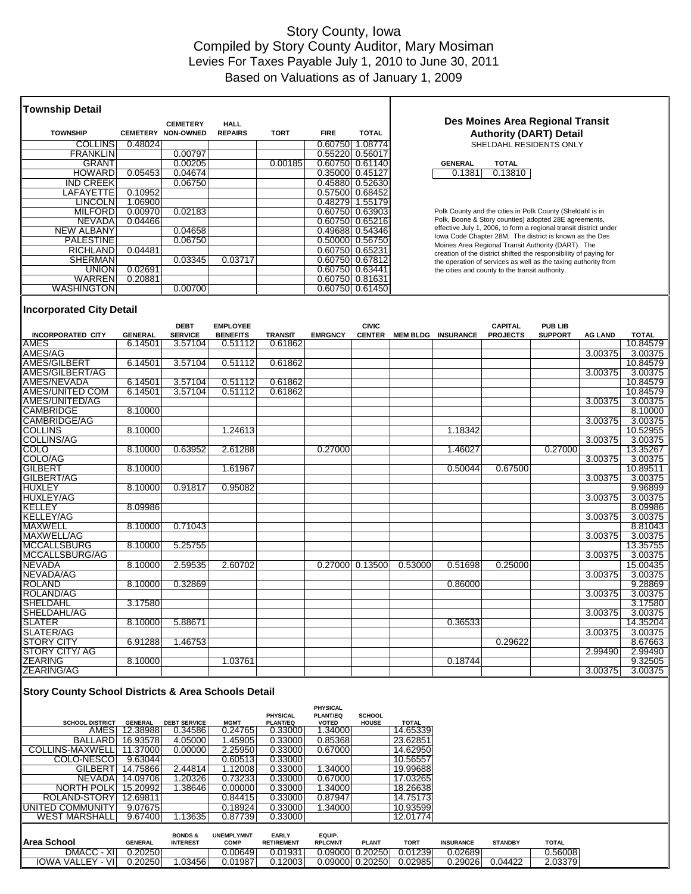# Story County, Iowa
Compiled by Story County Auditor, Mary Mosiman
Levies For Taxes Payable July 1, 2010 to June 30, 2011
Based on Valuations as of January 1, 2009

## Township Detail

| TOWNSHIP | CEMETERY | CEMETERY NON-OWNED | HALL REPAIRS | TORT | FIRE | TOTAL |
|---|---|---|---|---|---|---|
| COLLINS | 0.48024 | | | | 0.60750 | 1.08774 |
| FRANKLIN | | 0.00797 | | | 0.55220 | 0.56017 |
| GRANT | | 0.00205 | | 0.00185 | 0.60750 | 0.61140 |
| HOWARD | 0.05453 | 0.04674 | | | 0.35000 | 0.45127 |
| IND CREEK | | 0.06750 | | | 0.45880 | 0.52630 |
| LAFAYETTE | 0.10952 | | | | 0.57500 | 0.68452 |
| LINCOLN | 1.06900 | | | | 0.48279 | 1.55179 |
| MILFORD | 0.00970 | 0.02183 | | | 0.60750 | 0.63903 |
| NEVADA | 0.04466 | | | | 0.60750 | 0.65216 |
| NEW ALBANY | | 0.04658 | | | 0.49688 | 0.54346 |
| PALESTINE | | 0.06750 | | | 0.50000 | 0.56750 |
| RICHLAND | 0.04481 | | | | 0.60750 | 0.65231 |
| SHERMAN | | 0.03345 | 0.03717 | | 0.60750 | 0.67812 |
| UNION | 0.02691 | | | | 0.60750 | 0.63441 |
| WARREN | 0.20881 | | | | 0.60750 | 0.81631 |
| WASHINGTON | | 0.00700 | | | 0.60750 | 0.61450 |

## Des Moines Area Regional Transit Authority (DART) Detail

SHELDAHL RESIDENTS ONLY

| GENERAL | TOTAL |
|---|---|
| 0.1381 | 0.13810 |

Polk County and the cities in Polk County (Sheldahl is in Polk, Boone & Story counties) adopted 28E agreements, effective July 1, 2006, to form a regional transit district under Iowa Code Chapter 28M. The district is known as the Des Moines Area Regional Transit Authority (DART). The creation of the district shifted the responsibility of paying for the operation of services as well as the taxing authority from the cities and county to the transit authority.

## Incorporated City Detail

| INCORPORATED CITY | GENERAL | DEBT SERVICE | EMPLOYEE BENEFITS | TRANSIT | EMRGNCY | CIVIC CENTER | MEM BLDG | INSURANCE | CAPITAL PROJECTS | PUB LIB SUPPORT | AG LAND | TOTAL |
|---|---|---|---|---|---|---|---|---|---|---|---|---|
| AMES | 6.14501 | 3.57104 | 0.51112 | 0.61862 | | | | | | | | 10.84579 |
| AMES/AG | | | | | | | | | | | 3.00375 | 3.00375 |
| AMES/GILBERT | 6.14501 | 3.57104 | 0.51112 | 0.61862 | | | | | | | | 10.84579 |
| AMES/GILBERT/AG | | | | | | | | | | | 3.00375 | 3.00375 |
| AMES/NEVADA | 6.14501 | 3.57104 | 0.51112 | 0.61862 | | | | | | | | 10.84579 |
| AMES/UNITED COM | 6.14501 | 3.57104 | 0.51112 | 0.61862 | | | | | | | | 10.84579 |
| AMES/UNITED/AG | | | | | | | | | | | 3.00375 | 3.00375 |
| CAMBRIDGE | 8.10000 | | | | | | | | | | | 8.10000 |
| CAMBRIDGE/AG | | | | | | | | | | | 3.00375 | 3.00375 |
| COLLINS | 8.10000 | | 1.24613 | | | | | 1.18342 | | | | 10.52955 |
| COLLINS/AG | | | | | | | | | | | 3.00375 | 3.00375 |
| COLO | 8.10000 | 0.63952 | 2.61288 | | 0.27000 | | | 1.46027 | | 0.27000 | | 13.35267 |
| COLO/AG | | | | | | | | | | | 3.00375 | 3.00375 |
| GILBERT | 8.10000 | | 1.61967 | | | | | 0.50044 | 0.67500 | | | 10.89511 |
| GILBERT/AG | | | | | | | | | | | 3.00375 | 3.00375 |
| HUXLEY | 8.10000 | 0.91817 | 0.95082 | | | | | | | | | 9.96899 |
| HUXLEY/AG | | | | | | | | | | | 3.00375 | 3.00375 |
| KELLEY | 8.09986 | | | | | | | | | | | 8.09986 |
| KELLEY/AG | | | | | | | | | | | 3.00375 | 3.00375 |
| MAXWELL | 8.10000 | 0.71043 | | | | | | | | | | 8.81043 |
| MAXWELL/AG | | | | | | | | | | | 3.00375 | 3.00375 |
| MCCALLSBURG | 8.10000 | 5.25755 | | | | | | | | | | 13.35755 |
| MCCALLSBURG/AG | | | | | | | | | | | 3.00375 | 3.00375 |
| NEVADA | 8.10000 | 2.59535 | 2.60702 | | 0.27000 | 0.13500 | 0.53000 | 0.51698 | 0.25000 | | | 15.00435 |
| NEVADA/AG | | | | | | | | | | | 3.00375 | 3.00375 |
| ROLAND | 8.10000 | 0.32869 | | | | | | 0.86000 | | | | 9.28869 |
| ROLAND/AG | | | | | | | | | | | 3.00375 | 3.00375 |
| SHELDAHL | 3.17580 | | | | | | | | | | | 3.17580 |
| SHELDAHL/AG | | | | | | | | | | | 3.00375 | 3.00375 |
| SLATER | 8.10000 | 5.88671 | | | | | | 0.36533 | | | | 14.35204 |
| SLATER/AG | | | | | | | | | | | 3.00375 | 3.00375 |
| STORY CITY | 6.91288 | 1.46753 | | | | | | | 0.29622 | | | 8.67663 |
| STORY CITY/ AG | | | | | | | | | | | 2.99490 | 2.99490 |
| ZEARING | 8.10000 | | 1.03761 | | | | | 0.18744 | | | | 9.32505 |
| ZEARING/AG | | | | | | | | | | | 3.00375 | 3.00375 |

## Story County School Districts & Area Schools Detail

| SCHOOL DISTRICT | GENERAL | DEBT SERVICE | MGMT | PHYSICAL PLANT/EQ | PHYSICAL PLANT/EQ VOTED | SCHOOL HOUSE | TOTAL |
|---|---|---|---|---|---|---|---|
| AMES | 12.38988 | 0.34586 | 0.24765 | 0.33000 | 1.34000 | | 14.65339 |
| BALLARD | 16.93578 | 4.05000 | 1.45905 | 0.33000 | 0.85368 | | 23.62851 |
| COLLINS-MAXWELL | 11.37000 | 0.00000 | 2.25950 | 0.33000 | 0.67000 | | 14.62950 |
| COLO-NESCO | 9.63044 | | 0.60513 | 0.33000 | | | 10.56557 |
| GILBERT | 14.75866 | 2.44814 | 1.12008 | 0.33000 | 1.34000 | | 19.99688 |
| NEVADA | 14.09706 | 1.20326 | 0.73233 | 0.33000 | 0.67000 | | 17.03265 |
| NORTH POLK | 15.20992 | 1.38646 | 0.00000 | 0.33000 | 1.34000 | | 18.26638 |
| ROLAND-STORY | 12.69811 | | 0.84415 | 0.33000 | 0.87947 | | 14.75173 |
| UNITED COMMUNITY | 9.07675 | | 0.18924 | 0.33000 | 1.34000 | | 10.93599 |
| WEST MARSHALL | 9.67400 | 1.13635 | 0.87739 | 0.33000 | | | 12.01774 |

| Area School | GENERAL | BONDS & INTEREST | UNEMPLYMNT COMP | EARLY RETIREMENT | EQUIP. RPLCMNT | PLANT | TORT | INSURANCE | STANDBY | TOTAL |
|---|---|---|---|---|---|---|---|---|---|---|
| DMACC - XI | 0.20250 | | 0.00649 | 0.01931 | 0.09000 | 0.20250 | 0.01239 | 0.02689 | | 0.56008 |
| IOWA VALLEY - VI | 0.20250 | 1.03456 | 0.01987 | 0.12003 | 0.09000 | 0.20250 | 0.02985 | 0.29026 | 0.04422 | 2.03379 |